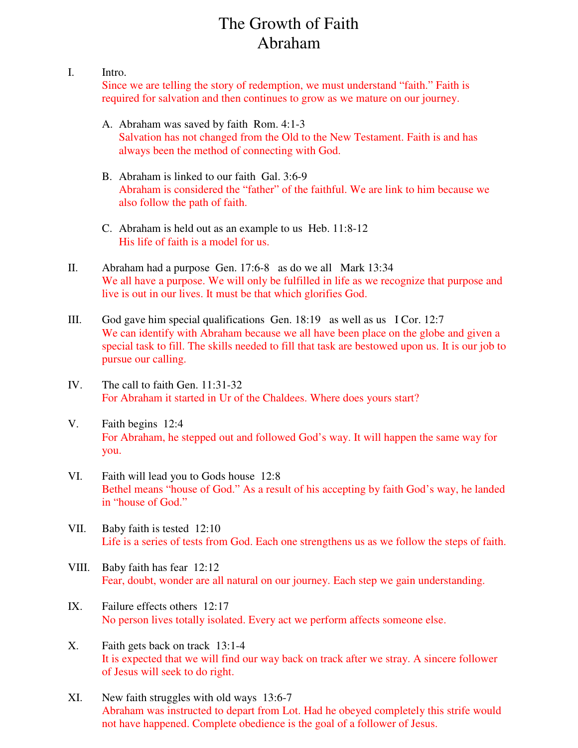# The Growth of Faith
# Abraham

I. Intro.
Since we are telling the story of redemption, we must understand "faith." Faith is required for salvation and then continues to grow as we mature on our journey.

   A. Abraham was saved by faith  Rom. 4:1-3
   Salvation has not changed from the Old to the New Testament. Faith is and has always been the method of connecting with God.

   B. Abraham is linked to our faith  Gal. 3:6-9
   Abraham is considered the "father" of the faithful. We are link to him because we also follow the path of faith.

   C. Abraham is held out as an example to us  Heb. 11:8-12
   His life of faith is a model for us.

II. Abraham had a purpose  Gen. 17:6-8   as do we all   Mark 13:34
We all have a purpose. We will only be fulfilled in life as we recognize that purpose and live is out in our lives. It must be that which glorifies God.

III. God gave him special qualifications  Gen. 18:19   as well as us   I Cor. 12:7
We can identify with Abraham because we all have been place on the globe and given a special task to fill. The skills needed to fill that task are bestowed upon us. It is our job to pursue our calling.

IV. The call to faith Gen. 11:31-32
For Abraham it started in Ur of the Chaldees. Where does yours start?

V. Faith begins  12:4
For Abraham, he stepped out and followed God's way. It will happen the same way for you.

VI. Faith will lead you to Gods house  12:8
Bethel means "house of God." As a result of his accepting by faith God's way, he landed in "house of God."

VII. Baby faith is tested  12:10
Life is a series of tests from God. Each one strengthens us as we follow the steps of faith.

VIII. Baby faith has fear  12:12
Fear, doubt, wonder are all natural on our journey. Each step we gain understanding.

IX. Failure effects others  12:17
No person lives totally isolated. Every act we perform affects someone else.

X. Faith gets back on track  13:1-4
It is expected that we will find our way back on track after we stray. A sincere follower of Jesus will seek to do right.

XI. New faith struggles with old ways  13:6-7
Abraham was instructed to depart from Lot. Had he obeyed completely this strife would not have happened. Complete obedience is the goal of a follower of Jesus.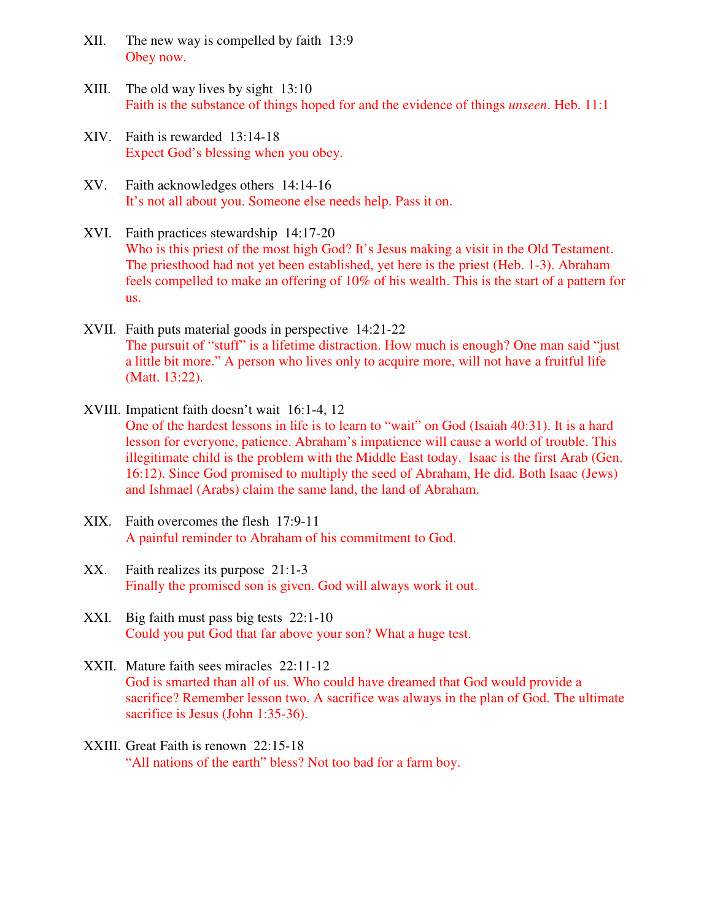XII. The new way is compelled by faith 13:9
Obey now.

XIII. The old way lives by sight 13:10
Faith is the substance of things hoped for and the evidence of things *unseen*. Heb. 11:1

XIV. Faith is rewarded 13:14-18
Expect God's blessing when you obey.

XV. Faith acknowledges others 14:14-16
It's not all about you. Someone else needs help. Pass it on.

XVI. Faith practices stewardship 14:17-20
Who is this priest of the most high God? It's Jesus making a visit in the Old Testament. The priesthood had not yet been established, yet here is the priest (Heb. 1-3). Abraham feels compelled to make an offering of 10% of his wealth. This is the start of a pattern for us.

XVII. Faith puts material goods in perspective 14:21-22
The pursuit of "stuff" is a lifetime distraction. How much is enough? One man said "just a little bit more." A person who lives only to acquire more, will not have a fruitful life (Matt. 13:22).

XVIII. Impatient faith doesn't wait 16:1-4, 12
One of the hardest lessons in life is to learn to "wait" on God (Isaiah 40:31). It is a hard lesson for everyone, patience. Abraham's impatience will cause a world of trouble. This illegitimate child is the problem with the Middle East today. Isaac is the first Arab (Gen. 16:12). Since God promised to multiply the seed of Abraham, He did. Both Isaac (Jews) and Ishmael (Arabs) claim the same land, the land of Abraham.

XIX. Faith overcomes the flesh 17:9-11
A painful reminder to Abraham of his commitment to God.

XX. Faith realizes its purpose 21:1-3
Finally the promised son is given. God will always work it out.

XXI. Big faith must pass big tests 22:1-10
Could you put God that far above your son? What a huge test.

XXII. Mature faith sees miracles 22:11-12
God is smarted than all of us. Who could have dreamed that God would provide a sacrifice? Remember lesson two. A sacrifice was always in the plan of God. The ultimate sacrifice is Jesus (John 1:35-36).

XXIII. Great Faith is renown 22:15-18
"All nations of the earth" bless? Not too bad for a farm boy.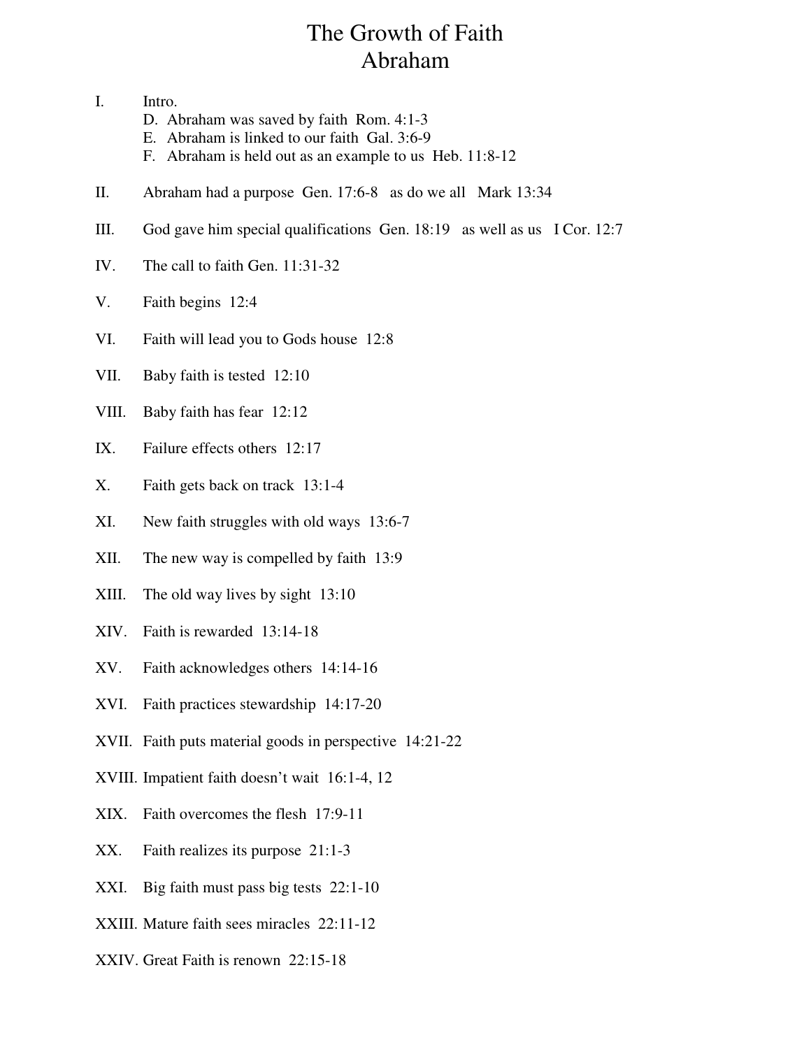# The Growth of Faith
## Abraham

I. Intro.
   D. Abraham was saved by faith Rom. 4:1-3
   E. Abraham is linked to our faith Gal. 3:6-9
   F. Abraham is held out as an example to us Heb. 11:8-12

II. Abraham had a purpose Gen. 17:6-8 as do we all Mark 13:34

III. God gave him special qualifications Gen. 18:19 as well as us I Cor. 12:7

IV. The call to faith Gen. 11:31-32

V. Faith begins 12:4

VI. Faith will lead you to Gods house 12:8

VII. Baby faith is tested 12:10

VIII. Baby faith has fear 12:12

IX. Failure effects others 12:17

X. Faith gets back on track 13:1-4

XI. New faith struggles with old ways 13:6-7

XII. The new way is compelled by faith 13:9

XIII. The old way lives by sight 13:10

XIV. Faith is rewarded 13:14-18

XV. Faith acknowledges others 14:14-16

XVI. Faith practices stewardship 14:17-20

XVII. Faith puts material goods in perspective 14:21-22

XVIII. Impatient faith doesn't wait 16:1-4, 12

XIX. Faith overcomes the flesh 17:9-11

XX. Faith realizes its purpose 21:1-3

XXI. Big faith must pass big tests 22:1-10

XXIII. Mature faith sees miracles 22:11-12

XXIV. Great Faith is renown 22:15-18